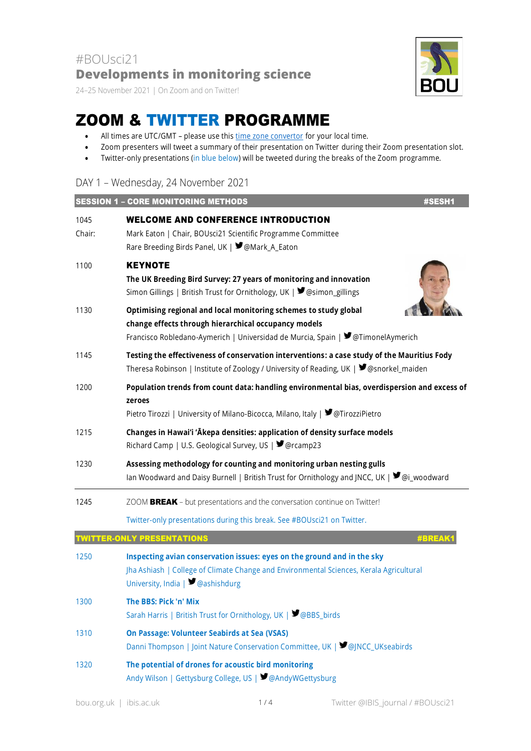#BOUsci21

**Developments in monitoring science**

24–25 November 2021 | On Zoom and on Twitter!

# ZOOM & TWITTER PROGRAMME

- All times are UTC/GMT – please use this time zone convertor for your local time.
- Zoom presenters will tweet a summary of their presentation on Twitter during their Zoom presentation slot.
- Twitter-only presentations (in blue below) will be tweeted during the breaks of the Zoom programme.

## DAY 1 – Wednesday, 24 November 2021

### SESSION 1 – CORE MONITORING METHODS #SESH1

**1045 WELCOME AND CONFERENCE INTRODUCTION**
Chair: Mark Eaton | Chair, BOUsci21 Scientific Programme Committee
Rare Breeding Birds Panel, UK | @Mark_A_Eaton

**1100 KEYNOTE**
**The UK Breeding Bird Survey: 27 years of monitoring and innovation**
Simon Gillings | British Trust for Ornithology, UK | @simon_gillings

**1130 Optimising regional and local monitoring schemes to study global change effects through hierarchical occupancy models**
Francisco Robledano-Aymerich | Universidad de Murcia, Spain | @TimonelAymerich

**1145 Testing the effectiveness of conservation interventions: a case study of the Mauritius Fody**
Theresa Robinson | Institute of Zoology / University of Reading, UK | @snorkel_maiden

**1200 Population trends from count data: handling environmental bias, overdispersion and excess of zeroes**
Pietro Tirozzi | University of Milano-Bicocca, Milano, Italy | @TirozziPietro

**1215 Changes in Hawai'i 'Ākepa densities: application of density surface models**
Richard Camp | U.S. Geological Survey, US | @rcamp23

**1230 Assessing methodology for counting and monitoring urban nesting gulls**
Ian Woodward and Daisy Burnell | British Trust for Ornithology and JNCC, UK | @i_woodward

1245 ZOOM **BREAK** – but presentations and the conversation continue on Twitter!

Twitter-only presentations during this break. See #BOUsci21 on Twitter.

### TWITTER-ONLY PRESENTATIONS #BREAK1

**1250 Inspecting avian conservation issues: eyes on the ground and in the sky**
Jha Ashiash | College of Climate Change and Environmental Sciences, Kerala Agricultural University, India | @ashishdurg

**1300 The BBS: Pick 'n' Mix**
Sarah Harris | British Trust for Ornithology, UK | @BBS_birds

**1310 On Passage: Volunteer Seabirds at Sea (VSAS)**
Danni Thompson | Joint Nature Conservation Committee, UK | @JNCC_UKseabirds

**1320 The potential of drones for acoustic bird monitoring**
Andy Wilson | Gettysburg College, US | @AndyWGettysburg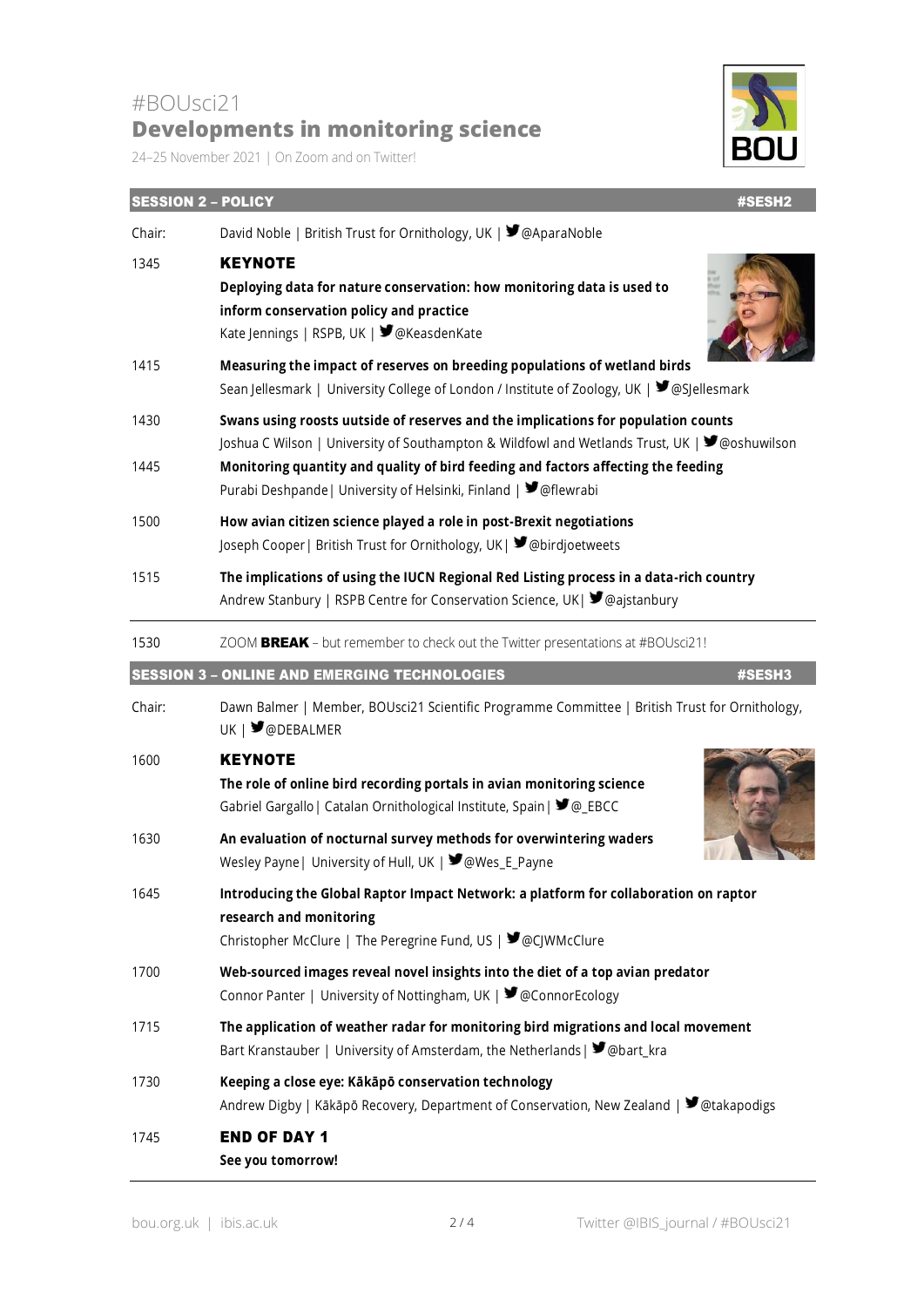#BOUsci21

# Developments in monitoring science

24–25 November 2021 | On Zoom and on Twitter!

## SESSION 2 – POLICY #SESH2

| | |
|---|---|
| Chair: | David Noble \| British Trust for Ornithology, UK \| @AparaNoble |
| 1345 | **KEYNOTE**<br>**Deploying data for nature conservation: how monitoring data is used to inform conservation policy and practice**<br>Kate Jennings \| RSPB, UK \| @KeasdenKate |
| 1415 | **Measuring the impact of reserves on breeding populations of wetland birds**<br>Sean Jellesmark \| University College of London / Institute of Zoology, UK \| @SJellesmark |
| 1430 | **Swans using roosts uutside of reserves and the implications for population counts**<br>Joshua C Wilson \| University of Southampton & Wildfowl and Wetlands Trust, UK \| @oshuwilson |
| 1445 | **Monitoring quantity and quality of bird feeding and factors affecting the feeding**<br>Purabi Deshpande\| University of Helsinki, Finland \| @flewrabi |
| 1500 | **How avian citizen science played a role in post-Brexit negotiations**<br>Joseph Cooper\| British Trust for Ornithology, UK\| @birdjoetweets |
| 1515 | **The implications of using the IUCN Regional Red Listing process in a data-rich country**<br>Andrew Stanbury \| RSPB Centre for Conservation Science, UK\| @ajstanbury |
| 1530 | ZOOM **BREAK** – but remember to check out the Twitter presentations at #BOUsci21! |

## SESSION 3 – ONLINE AND EMERGING TECHNOLOGIES #SESH3

| | |
|---|---|
| Chair: | Dawn Balmer \| Member, BOUsci21 Scientific Programme Committee \| British Trust for Ornithology, UK \| @DEBALMER |
| 1600 | **KEYNOTE**<br>**The role of online bird recording portals in avian monitoring science**<br>Gabriel Gargallo\| Catalan Ornithological Institute, Spain\| @_EBCC |
| 1630 | **An evaluation of nocturnal survey methods for overwintering waders**<br>Wesley Payne\| University of Hull, UK \| @Wes_E_Payne |
| 1645 | **Introducing the Global Raptor Impact Network: a platform for collaboration on raptor research and monitoring**<br>Christopher McClure \| The Peregrine Fund, US \| @CJWMcClure |
| 1700 | **Web-sourced images reveal novel insights into the diet of a top avian predator**<br>Connor Panter \| University of Nottingham, UK \| @ConnorEcology |
| 1715 | **The application of weather radar for monitoring bird migrations and local movement**<br>Bart Kranstauber \| University of Amsterdam, the Netherlands\| @bart_kra |
| 1730 | **Keeping a close eye: Kākāpō conservation technology**<br>Andrew Digby \| Kākāpō Recovery, Department of Conservation, New Zealand \| @takapodigs |
| 1745 | **END OF DAY 1**<br>**See you tomorrow!** |

bou.org.uk | ibis.ac.uk

Twitter @IBIS_journal / #BOUsci21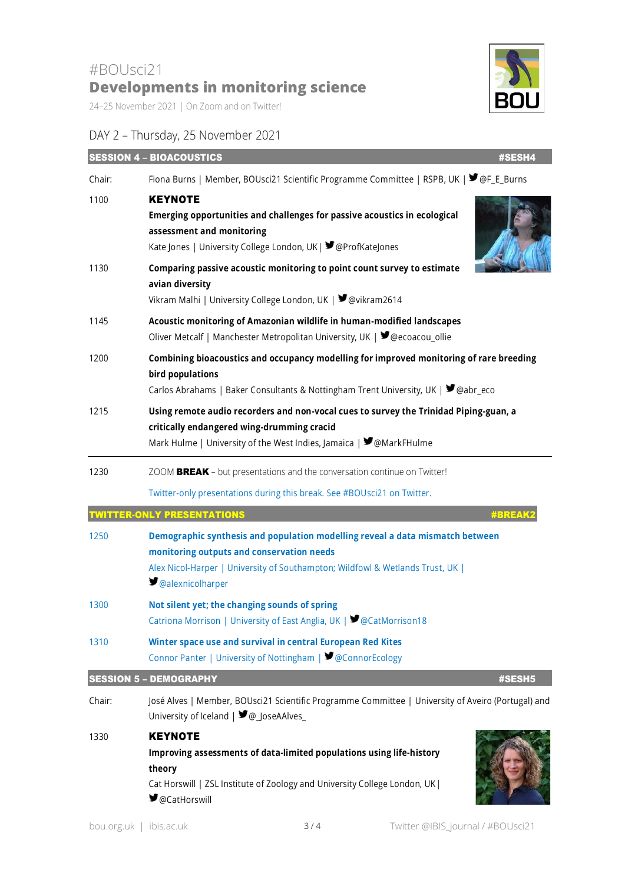#BOUsci21

# Developments in monitoring science

24–25 November 2021 | On Zoom and on Twitter!

## DAY 2 – Thursday, 25 November 2021

### SESSION 4 – BIOACOUSTICS #SESH4

Chair: Fiona Burns | Member, BOUsci21 Scientific Programme Committee | RSPB, UK | @F_E_Burns

**1100 KEYNOTE**
**Emerging opportunities and challenges for passive acoustics in ecological assessment and monitoring**
Kate Jones | University College London, UK | @ProfKateJones

**1130 Comparing passive acoustic monitoring to point count survey to estimate avian diversity**
Vikram Malhi | University College London, UK | @vikram2614

**1145 Acoustic monitoring of Amazonian wildlife in human-modified landscapes**
Oliver Metcalf | Manchester Metropolitan University, UK | @ecoacou_ollie

**1200 Combining bioacoustics and occupancy modelling for improved monitoring of rare breeding bird populations**
Carlos Abrahams | Baker Consultants & Nottingham Trent University, UK | @abr_eco

**1215 Using remote audio recorders and non-vocal cues to survey the Trinidad Piping-guan, a critically endangered wing-drumming cracid**
Mark Hulme | University of the West Indies, Jamaica | @MarkFHulme

---

1230 ZOOM **BREAK** – but presentations and the conversation continue on Twitter!

Twitter-only presentations during this break. See #BOUsci21 on Twitter.

### TWITTER-ONLY PRESENTATIONS #BREAK2

**1250 Demographic synthesis and population modelling reveal a data mismatch between monitoring outputs and conservation needs**
Alex Nicol-Harper | University of Southampton; Wildfowl & Wetlands Trust, UK | @alexnicolharper

**1300 Not silent yet; the changing sounds of spring**
Catriona Morrison | University of East Anglia, UK | @CatMorrison18

**1310 Winter space use and survival in central European Red Kites**
Connor Panter | University of Nottingham | @ConnorEcology

### SESSION 5 – DEMOGRAPHY #SESH5

Chair: José Alves | Member, BOUsci21 Scientific Programme Committee | University of Aveiro (Portugal) and University of Iceland | @_JoseAAlves_

**1330 KEYNOTE**
**Improving assessments of data-limited populations using life-history theory**
Cat Horswill | ZSL Institute of Zoology and University College London, UK | @CatHorswill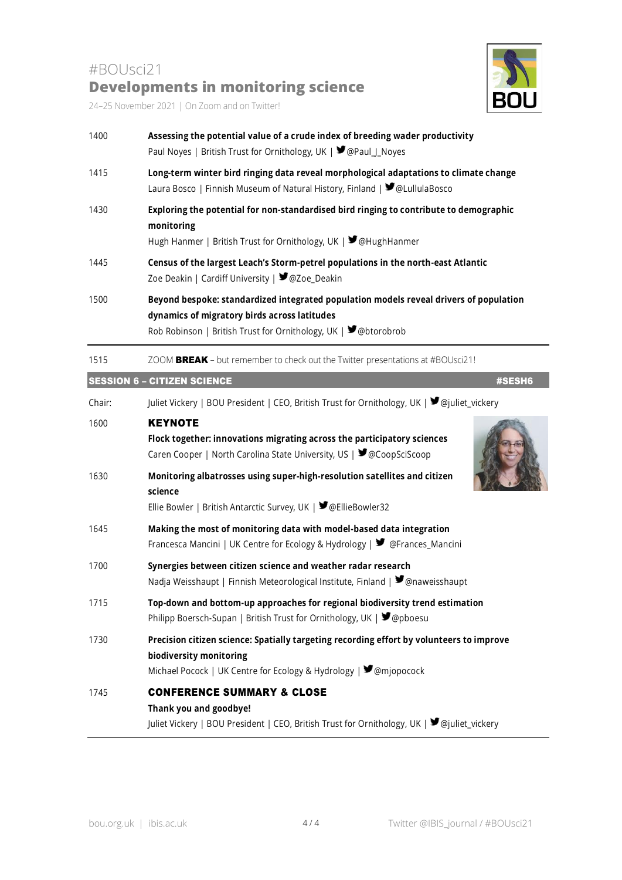#BOUsci21

**Developments in monitoring science**

24–25 November 2021 | On Zoom and on Twitter!

1400 **Assessing the potential value of a crude index of breeding wader productivity**
Paul Noyes | British Trust for Ornithology, UK | @Paul_J_Noyes

1415 **Long-term winter bird ringing data reveal morphological adaptations to climate change**
Laura Bosco | Finnish Museum of Natural History, Finland | @LullulaBosco

1430 **Exploring the potential for non-standardised bird ringing to contribute to demographic monitoring**
Hugh Hanmer | British Trust for Ornithology, UK | @HughHanmer

1445 **Census of the largest Leach's Storm-petrel populations in the north-east Atlantic**
Zoe Deakin | Cardiff University | @Zoe_Deakin

1500 **Beyond bespoke: standardized integrated population models reveal drivers of population dynamics of migratory birds across latitudes**
Rob Robinson | British Trust for Ornithology, UK | @btorobrob

---

1515 ZOOM **BREAK** – but remember to check out the Twitter presentations at #BOUsci21!

## SESSION 6 – CITIZEN SCIENCE #SESH6

Chair: Juliet Vickery | BOU President | CEO, British Trust for Ornithology, UK | @juliet_vickery

1600 **KEYNOTE**
**Flock together: innovations migrating across the participatory sciences**
Caren Cooper | North Carolina State University, US | @CoopSciScoop

1630 **Monitoring albatrosses using super-high-resolution satellites and citizen science**
Ellie Bowler | British Antarctic Survey, UK | @EllieBowler32

1645 **Making the most of monitoring data with model-based data integration**
Francesca Mancini | UK Centre for Ecology & Hydrology | @Frances_Mancini

1700 **Synergies between citizen science and weather radar research**
Nadja Weisshaupt | Finnish Meteorological Institute, Finland | @naweisshaupt

1715 **Top-down and bottom-up approaches for regional biodiversity trend estimation**
Philipp Boersch-Supan | British Trust for Ornithology, UK | @pboesu

1730 **Precision citizen science: Spatially targeting recording effort by volunteers to improve biodiversity monitoring**
Michael Pocock | UK Centre for Ecology & Hydrology | @mjopocock

1745 **CONFERENCE SUMMARY & CLOSE**
**Thank you and goodbye!**
Juliet Vickery | BOU President | CEO, British Trust for Ornithology, UK | @juliet_vickery

---

bou.org.uk | ibis.ac.uk

Twitter @IBIS_journal / #BOUsci21